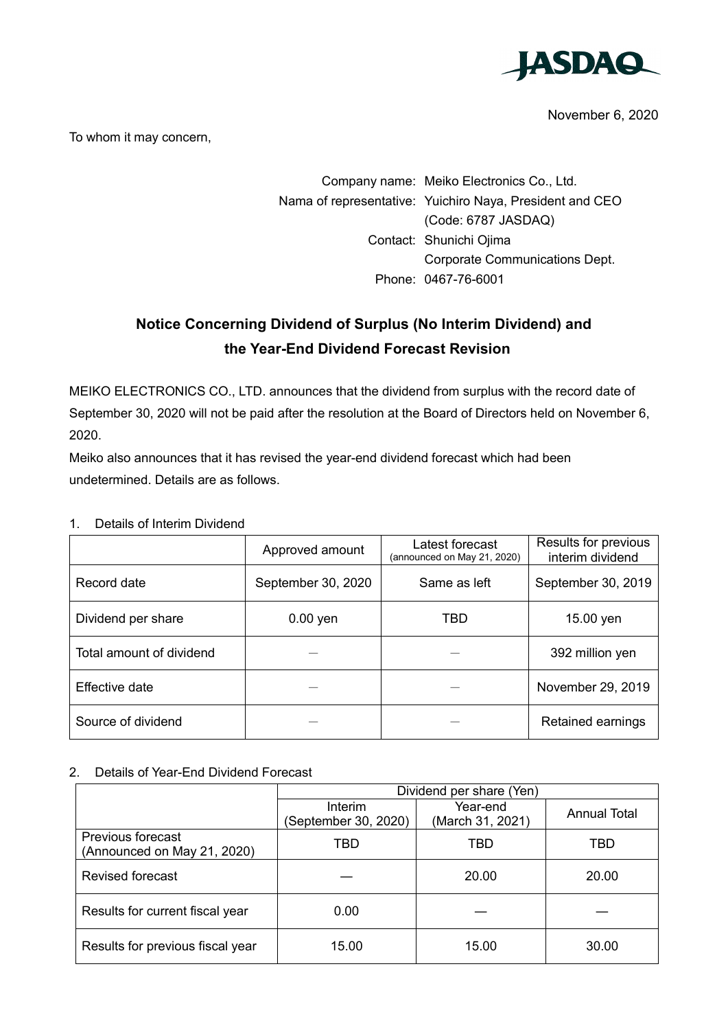JASDAQ

November 6, 2020

To whom it may concern,

Company name: Meiko Electronics Co., Ltd.
Nama of representative: Yuichiro Naya, President and CEO
(Code: 6787 JASDAQ)
Contact: Shunichi Ojima
Corporate Communications Dept.
Phone: 0467-76-6001

## Notice Concerning Dividend of Surplus (No Interim Dividend) and the Year-End Dividend Forecast Revision

MEIKO ELECTRONICS CO., LTD. announces that the dividend from surplus with the record date of September 30, 2020 will not be paid after the resolution at the Board of Directors held on November 6, 2020.

Meiko also announces that it has revised the year-end dividend forecast which had been undetermined. Details are as follows.

1. Details of Interim Dividend

| | Approved amount | Latest forecast (announced on May 21, 2020) | Results for previous interim dividend |
|---|---|---|---|
| Record date | September 30, 2020 | Same as left | September 30, 2019 |
| Dividend per share | 0.00 yen | TBD | 15.00 yen |
| Total amount of dividend | — | — | 392 million yen |
| Effective date | — | — | November 29, 2019 |
| Source of dividend | — | — | Retained earnings |

2. Details of Year-End Dividend Forecast

| | Dividend per share (Yen) | | |
|---|---|---|---|
| | Interim (September 30, 2020) | Year-end (March 31, 2021) | Annual Total |
| Previous forecast (Announced on May 21, 2020) | TBD | TBD | TBD |
| Revised forecast | — | 20.00 | 20.00 |
| Results for current fiscal year | 0.00 | — | — |
| Results for previous fiscal year | 15.00 | 15.00 | 30.00 |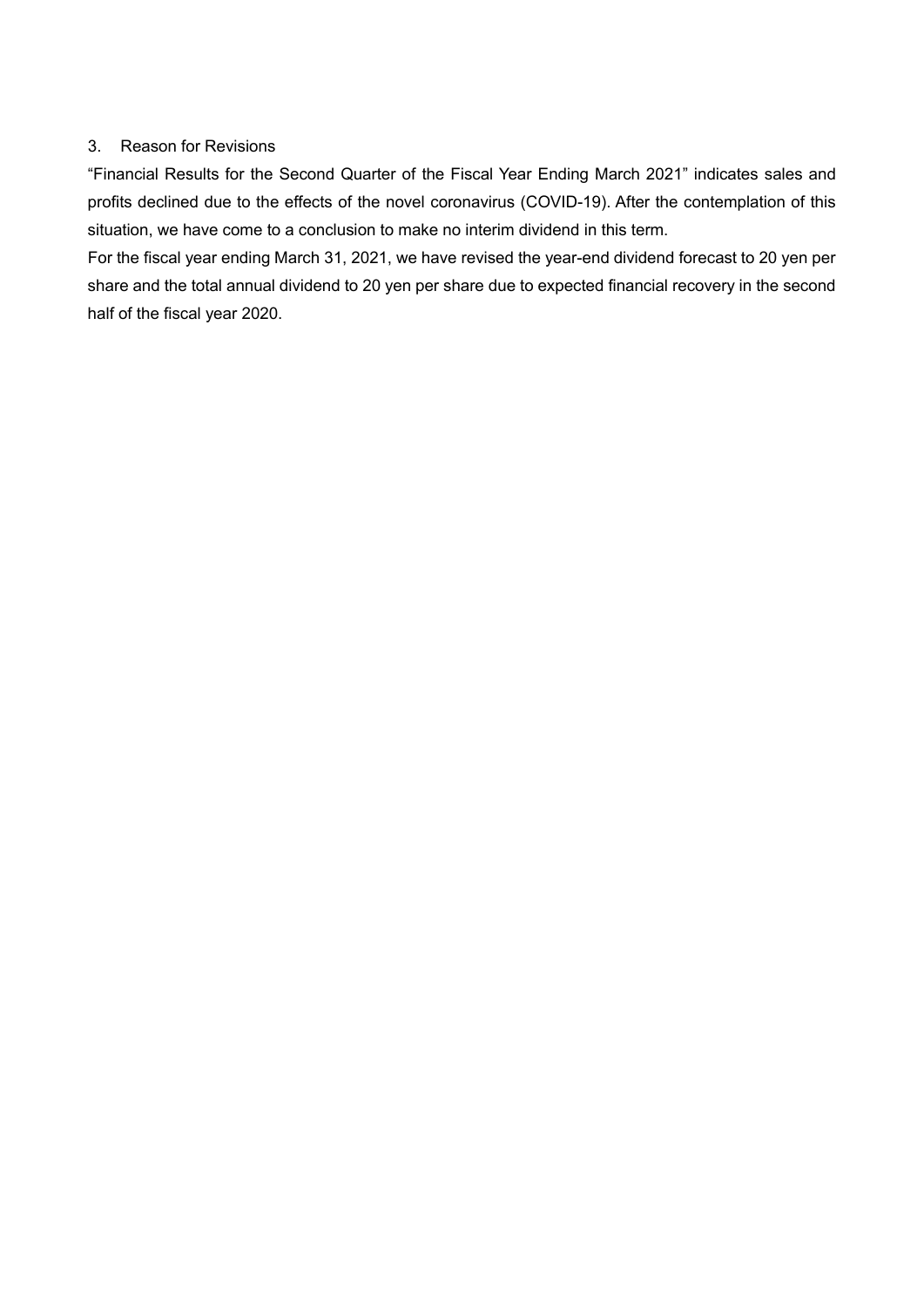## 3. Reason for Revisions

“Financial Results for the Second Quarter of the Fiscal Year Ending March 2021” indicates sales and profits declined due to the effects of the novel coronavirus (COVID-19). After the contemplation of this situation, we have come to a conclusion to make no interim dividend in this term.

For the fiscal year ending March 31, 2021, we have revised the year-end dividend forecast to 20 yen per share and the total annual dividend to 20 yen per share due to expected financial recovery in the second half of the fiscal year 2020.